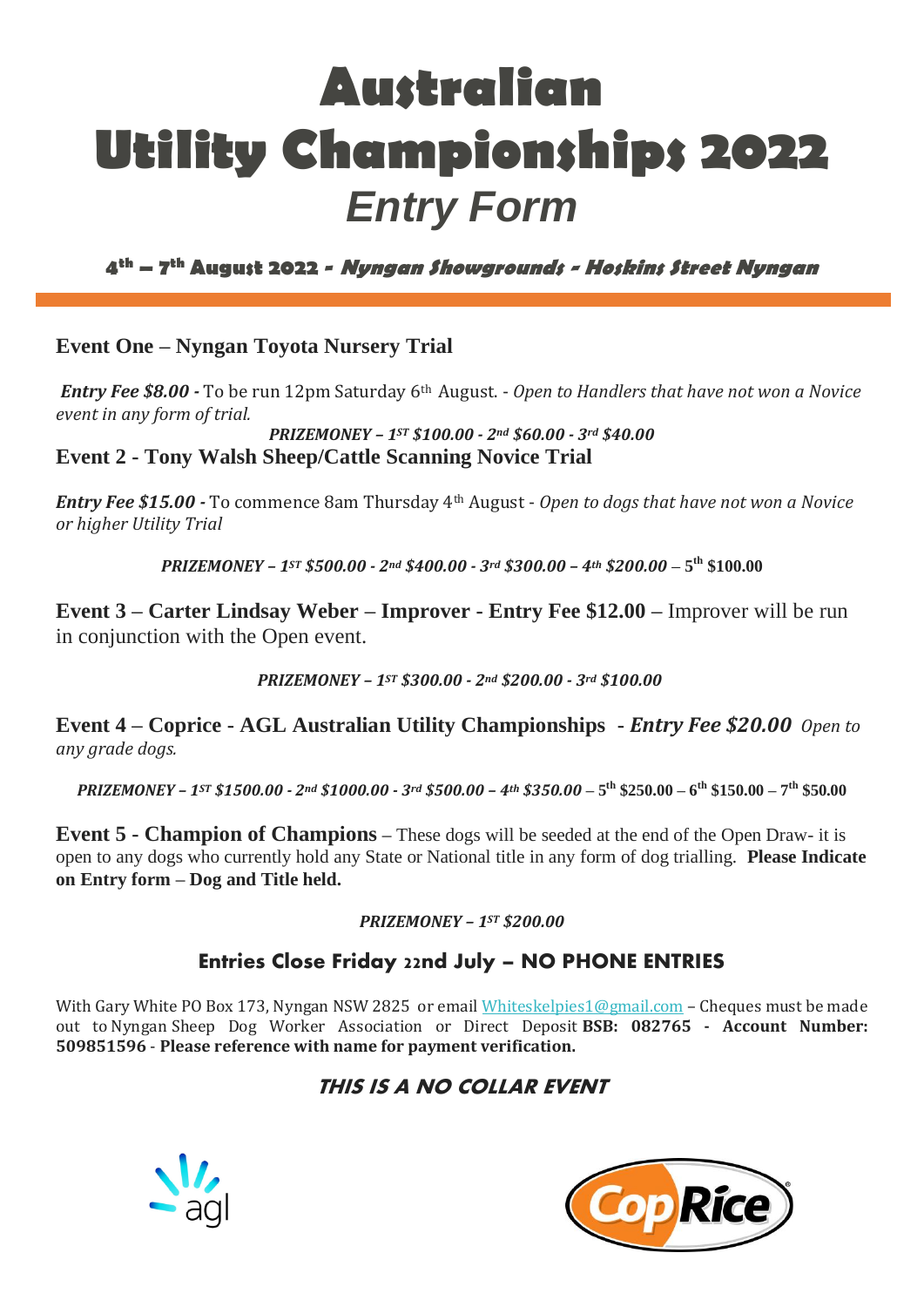# Australian Utility Championships 2022

## *Entry Form*

**4th – 7th August 2022 - *Nyngan Showgrounds - Hoskins Street Nyngan***

### Event One – Nyngan Toyota Nursery Trial

***Entry Fee $8.00 -*** To be run 12pm Saturday 6th August. - *Open to Handlers that have not won a Novice event in any form of trial.*

***PRIZEMONEY – 1ST $100.00 - 2nd $60.00 - 3rd $40.00***

### Event 2 - Tony Walsh Sheep/Cattle Scanning Novice Trial

***Entry Fee $15.00 -*** To commence 8am Thursday 4th August - *Open to dogs that have not won a Novice or higher Utility Trial*

***PRIZEMONEY – 1ST $500.00 - 2nd $400.00 - 3rd $300.00 – 4th $200.00* – 5th $100.00**

**Event 3 – Carter Lindsay Weber – Improver - Entry Fee $12.00 –** Improver will be run in conjunction with the Open event.

***PRIZEMONEY – 1ST $300.00 - 2nd $200.00 - 3rd $100.00***

**Event 4 – Coprice - AGL Australian Utility Championships - *Entry Fee $20.00*** *Open to any grade dogs.*

***PRIZEMONEY – 1ST $1500.00 - 2nd $1000.00 - 3rd $500.00 – 4th $350.00* – 5th $250.00 – 6th $150.00 – 7th $50.00**

**Event 5 - Champion of Champions** – These dogs will be seeded at the end of the Open Draw- it is open to any dogs who currently hold any State or National title in any form of dog trialling. **Please Indicate on Entry form – Dog and Title held.**

***PRIZEMONEY – 1ST $200.00***

### Entries Close Friday 22nd July – NO PHONE ENTRIES

With Gary White PO Box 173, Nyngan NSW 2825 or email Whiteskelpies1@gmail.com – Cheques must be made out to Nyngan Sheep Dog Worker Association or Direct Deposit **BSB: 082765 - Account Number: 509851596** - **Please reference with name for payment verification.**

***THIS IS A NO COLLAR EVENT***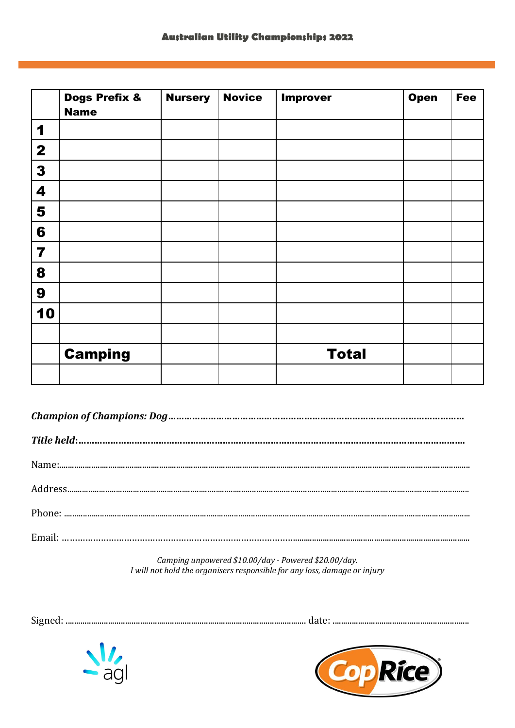**Australian Utility Championships 2022**

| | Dogs Prefix & Name | Nursery | Novice | Improver | Open | Fee |
|---|---|---|---|---|---|---|
| **1** | | | | | | |
| **2** | | | | | | |
| **3** | | | | | | |
| **4** | | | | | | |
| **5** | | | | | | |
| **6** | | | | | | |
| **7** | | | | | | |
| **8** | | | | | | |
| **9** | | | | | | |
| **10** | | | | | | |
| | | | | | | |
| | **Camping** | | | **Total** | | |
| | | | | | | |

***Champion of Champions: Dog*……………………………………………………………………………………………**

***Title held:*…………………………………………………………………………………………………………………**

Name:…………………………………………………………………………………………………………………………

Address………………………………………………………………………………………………………………………

Phone: ………………………………………………………………………………………………………………………

Email: ………………………………………………………………………………………………………………………

*Camping unpowered $10.00/day - Powered $20.00/day.*
*I will not hold the organisers responsible for any loss, damage or injury*

Signed: ………………………………………………………………………… date: ……………………………………

agl

CopRice®